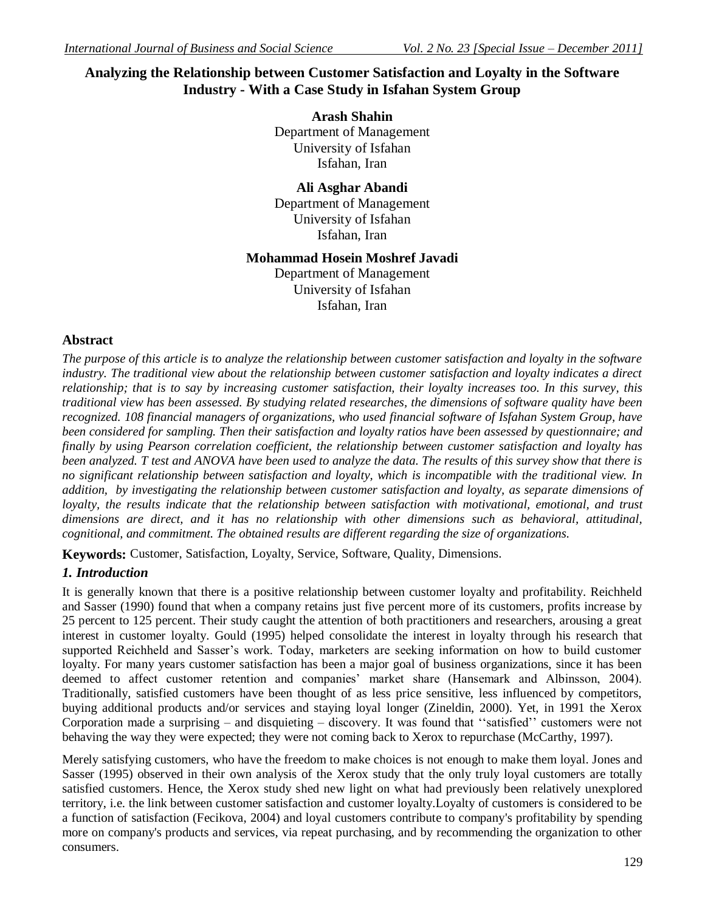# Analyzing the Relationship between Customer Satisfaction and Loyalty in the Software Industry - With a Case Study in Isfahan System Group

**Arash Shahin**
Department of Management
University of Isfahan
Isfahan, Iran

**Ali Asghar Abandi**
Department of Management
University of Isfahan
Isfahan, Iran

**Mohammad Hosein Moshref Javadi**
Department of Management
University of Isfahan
Isfahan, Iran

## Abstract

*The purpose of this article is to analyze the relationship between customer satisfaction and loyalty in the software industry. The traditional view about the relationship between customer satisfaction and loyalty indicates a direct relationship; that is to say by increasing customer satisfaction, their loyalty increases too. In this survey, this traditional view has been assessed. By studying related researches, the dimensions of software quality have been recognized. 108 financial managers of organizations, who used financial software of Isfahan System Group, have been considered for sampling. Then their satisfaction and loyalty ratios have been assessed by questionnaire; and finally by using Pearson correlation coefficient, the relationship between customer satisfaction and loyalty has been analyzed. T test and ANOVA have been used to analyze the data. The results of this survey show that there is no significant relationship between satisfaction and loyalty, which is incompatible with the traditional view. In addition, by investigating the relationship between customer satisfaction and loyalty, as separate dimensions of loyalty, the results indicate that the relationship between satisfaction with motivational, emotional, and trust dimensions are direct, and it has no relationship with other dimensions such as behavioral, attitudinal, cognitional, and commitment. The obtained results are different regarding the size of organizations.*

**Keywords:** Customer, Satisfaction, Loyalty, Service, Software, Quality, Dimensions.

## *1. Introduction*

It is generally known that there is a positive relationship between customer loyalty and profitability. Reichheld and Sasser (1990) found that when a company retains just five percent more of its customers, profits increase by 25 percent to 125 percent. Their study caught the attention of both practitioners and researchers, arousing a great interest in customer loyalty. Gould (1995) helped consolidate the interest in loyalty through his research that supported Reichheld and Sasser's work. Today, marketers are seeking information on how to build customer loyalty. For many years customer satisfaction has been a major goal of business organizations, since it has been deemed to affect customer retention and companies' market share (Hansemark and Albinsson, 2004). Traditionally, satisfied customers have been thought of as less price sensitive, less influenced by competitors, buying additional products and/or services and staying loyal longer (Zineldin, 2000). Yet, in 1991 the Xerox Corporation made a surprising – and disquieting – discovery. It was found that ''satisfied'' customers were not behaving the way they were expected; they were not coming back to Xerox to repurchase (McCarthy, 1997).

Merely satisfying customers, who have the freedom to make choices is not enough to make them loyal. Jones and Sasser (1995) observed in their own analysis of the Xerox study that the only truly loyal customers are totally satisfied customers. Hence, the Xerox study shed new light on what had previously been relatively unexplored territory, i.e. the link between customer satisfaction and customer loyalty.Loyalty of customers is considered to be a function of satisfaction (Fecikova, 2004) and loyal customers contribute to company's profitability by spending more on company's products and services, via repeat purchasing, and by recommending the organization to other consumers.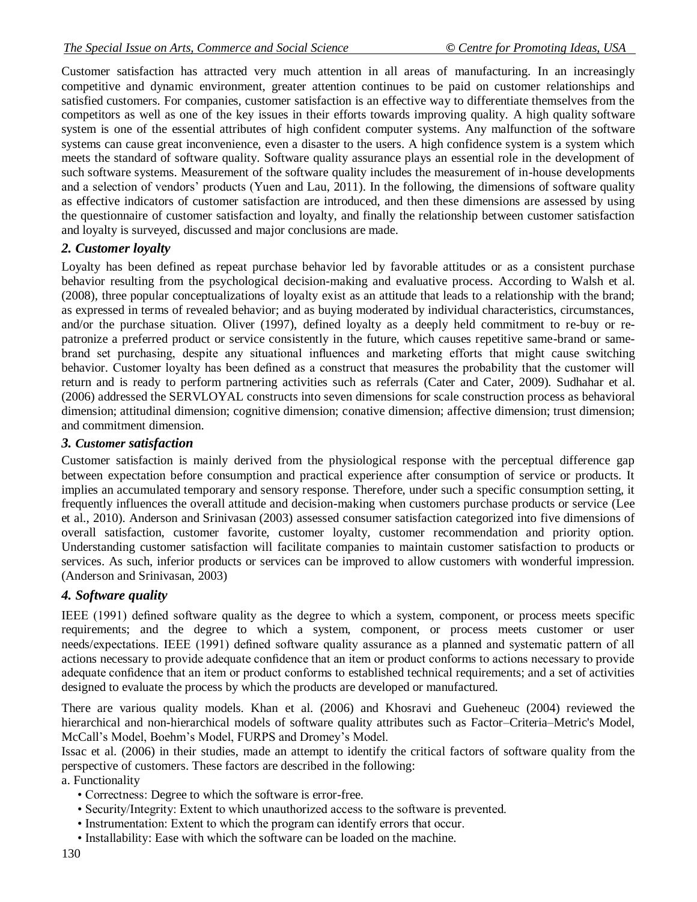Customer satisfaction has attracted very much attention in all areas of manufacturing. In an increasingly competitive and dynamic environment, greater attention continues to be paid on customer relationships and satisfied customers. For companies, customer satisfaction is an effective way to differentiate themselves from the competitors as well as one of the key issues in their efforts towards improving quality. A high quality software system is one of the essential attributes of high confident computer systems. Any malfunction of the software systems can cause great inconvenience, even a disaster to the users. A high confidence system is a system which meets the standard of software quality. Software quality assurance plays an essential role in the development of such software systems. Measurement of the software quality includes the measurement of in-house developments and a selection of vendors' products (Yuen and Lau, 2011). In the following, the dimensions of software quality as effective indicators of customer satisfaction are introduced, and then these dimensions are assessed by using the questionnaire of customer satisfaction and loyalty, and finally the relationship between customer satisfaction and loyalty is surveyed, discussed and major conclusions are made.

## *2. Customer loyalty*

Loyalty has been defined as repeat purchase behavior led by favorable attitudes or as a consistent purchase behavior resulting from the psychological decision-making and evaluative process. According to Walsh et al. (2008), three popular conceptualizations of loyalty exist as an attitude that leads to a relationship with the brand; as expressed in terms of revealed behavior; and as buying moderated by individual characteristics, circumstances, and/or the purchase situation. Oliver (1997), defined loyalty as a deeply held commitment to re-buy or re-patronize a preferred product or service consistently in the future, which causes repetitive same-brand or same-brand set purchasing, despite any situational influences and marketing efforts that might cause switching behavior. Customer loyalty has been defined as a construct that measures the probability that the customer will return and is ready to perform partnering activities such as referrals (Cater and Cater, 2009). Sudhahar et al. (2006) addressed the SERVLOYAL constructs into seven dimensions for scale construction process as behavioral dimension; attitudinal dimension; cognitive dimension; conative dimension; affective dimension; trust dimension; and commitment dimension.

## *3. Customer satisfaction*

Customer satisfaction is mainly derived from the physiological response with the perceptual difference gap between expectation before consumption and practical experience after consumption of service or products. It implies an accumulated temporary and sensory response. Therefore, under such a specific consumption setting, it frequently influences the overall attitude and decision-making when customers purchase products or service (Lee et al., 2010). Anderson and Srinivasan (2003) assessed consumer satisfaction categorized into five dimensions of overall satisfaction, customer favorite, customer loyalty, customer recommendation and priority option. Understanding customer satisfaction will facilitate companies to maintain customer satisfaction to products or services. As such, inferior products or services can be improved to allow customers with wonderful impression. (Anderson and Srinivasan, 2003)

## *4. Software quality*

IEEE (1991) defined software quality as the degree to which a system, component, or process meets specific requirements; and the degree to which a system, component, or process meets customer or user needs/expectations. IEEE (1991) defined software quality assurance as a planned and systematic pattern of all actions necessary to provide adequate confidence that an item or product conforms to actions necessary to provide adequate confidence that an item or product conforms to established technical requirements; and a set of activities designed to evaluate the process by which the products are developed or manufactured.

There are various quality models. Khan et al. (2006) and Khosravi and Gueheneuc (2004) reviewed the hierarchical and non-hierarchical models of software quality attributes such as Factor–Criteria–Metric's Model, McCall's Model, Boehm's Model, FURPS and Dromey's Model.

Issac et al. (2006) in their studies, made an attempt to identify the critical factors of software quality from the perspective of customers. These factors are described in the following:

a. Functionality

- Correctness: Degree to which the software is error-free.
- Security/Integrity: Extent to which unauthorized access to the software is prevented.
- Instrumentation: Extent to which the program can identify errors that occur.
- Installability: Ease with which the software can be loaded on the machine.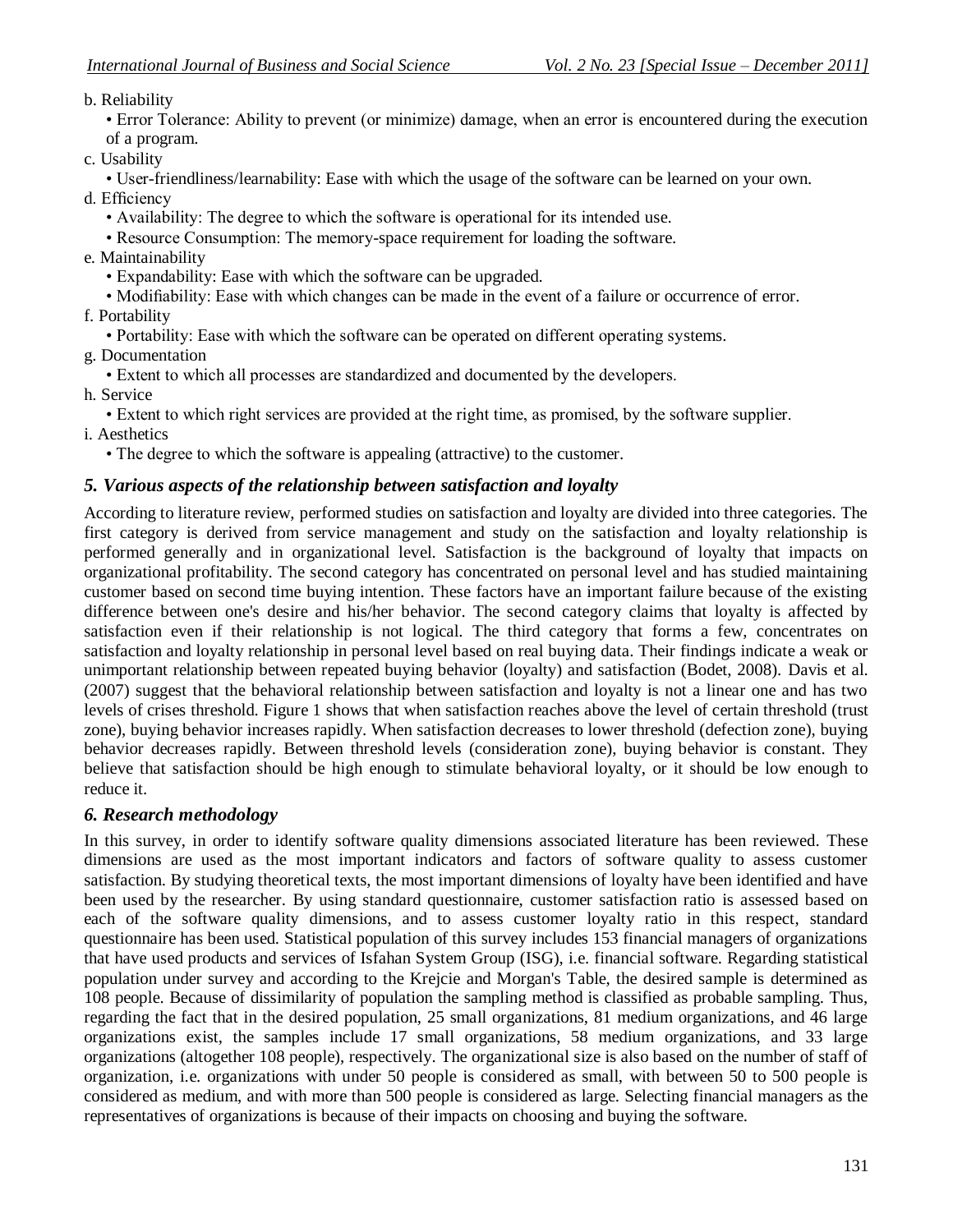b. Reliability

- Error Tolerance: Ability to prevent (or minimize) damage, when an error is encountered during the execution of a program.

c. Usability

- User-friendliness/learnability: Ease with which the usage of the software can be learned on your own.

d. Efficiency

- Availability: The degree to which the software is operational for its intended use.
- Resource Consumption: The memory-space requirement for loading the software.

e. Maintainability

- Expandability: Ease with which the software can be upgraded.
- Modifiability: Ease with which changes can be made in the event of a failure or occurrence of error.

f. Portability

- Portability: Ease with which the software can be operated on different operating systems.

g. Documentation

- Extent to which all processes are standardized and documented by the developers.

h. Service

- Extent to which right services are provided at the right time, as promised, by the software supplier.

i. Aesthetics

- The degree to which the software is appealing (attractive) to the customer.

## *5. Various aspects of the relationship between satisfaction and loyalty*

According to literature review, performed studies on satisfaction and loyalty are divided into three categories. The first category is derived from service management and study on the satisfaction and loyalty relationship is performed generally and in organizational level. Satisfaction is the background of loyalty that impacts on organizational profitability. The second category has concentrated on personal level and has studied maintaining customer based on second time buying intention. These factors have an important failure because of the existing difference between one's desire and his/her behavior. The second category claims that loyalty is affected by satisfaction even if their relationship is not logical. The third category that forms a few, concentrates on satisfaction and loyalty relationship in personal level based on real buying data. Their findings indicate a weak or unimportant relationship between repeated buying behavior (loyalty) and satisfaction (Bodet, 2008). Davis et al. (2007) suggest that the behavioral relationship between satisfaction and loyalty is not a linear one and has two levels of crises threshold. Figure 1 shows that when satisfaction reaches above the level of certain threshold (trust zone), buying behavior increases rapidly. When satisfaction decreases to lower threshold (defection zone), buying behavior decreases rapidly. Between threshold levels (consideration zone), buying behavior is constant. They believe that satisfaction should be high enough to stimulate behavioral loyalty, or it should be low enough to reduce it.

## *6. Research methodology*

In this survey, in order to identify software quality dimensions associated literature has been reviewed. These dimensions are used as the most important indicators and factors of software quality to assess customer satisfaction. By studying theoretical texts, the most important dimensions of loyalty have been identified and have been used by the researcher. By using standard questionnaire, customer satisfaction ratio is assessed based on each of the software quality dimensions, and to assess customer loyalty ratio in this respect, standard questionnaire has been used. Statistical population of this survey includes 153 financial managers of organizations that have used products and services of Isfahan System Group (ISG), i.e. financial software. Regarding statistical population under survey and according to the Krejcie and Morgan's Table, the desired sample is determined as 108 people. Because of dissimilarity of population the sampling method is classified as probable sampling. Thus, regarding the fact that in the desired population, 25 small organizations, 81 medium organizations, and 46 large organizations exist, the samples include 17 small organizations, 58 medium organizations, and 33 large organizations (altogether 108 people), respectively. The organizational size is also based on the number of staff of organization, i.e. organizations with under 50 people is considered as small, with between 50 to 500 people is considered as medium, and with more than 500 people is considered as large. Selecting financial managers as the representatives of organizations is because of their impacts on choosing and buying the software.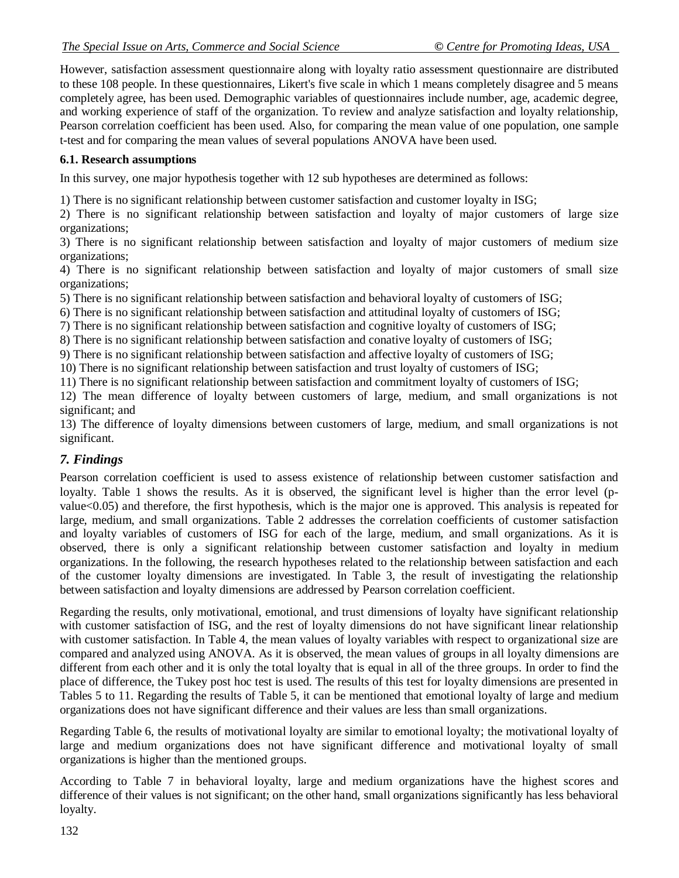However, satisfaction assessment questionnaire along with loyalty ratio assessment questionnaire are distributed to these 108 people. In these questionnaires, Likert's five scale in which 1 means completely disagree and 5 means completely agree, has been used. Demographic variables of questionnaires include number, age, academic degree, and working experience of staff of the organization. To review and analyze satisfaction and loyalty relationship, Pearson correlation coefficient has been used. Also, for comparing the mean value of one population, one sample t-test and for comparing the mean values of several populations ANOVA have been used.

### 6.1. Research assumptions

In this survey, one major hypothesis together with 12 sub hypotheses are determined as follows:

1) There is no significant relationship between customer satisfaction and customer loyalty in ISG;
2) There is no significant relationship between satisfaction and loyalty of major customers of large size organizations;
3) There is no significant relationship between satisfaction and loyalty of major customers of medium size organizations;
4) There is no significant relationship between satisfaction and loyalty of major customers of small size organizations;
5) There is no significant relationship between satisfaction and behavioral loyalty of customers of ISG;
6) There is no significant relationship between satisfaction and attitudinal loyalty of customers of ISG;
7) There is no significant relationship between satisfaction and cognitive loyalty of customers of ISG;
8) There is no significant relationship between satisfaction and conative loyalty of customers of ISG;
9) There is no significant relationship between satisfaction and affective loyalty of customers of ISG;
10) There is no significant relationship between satisfaction and trust loyalty of customers of ISG;
11) There is no significant relationship between satisfaction and commitment loyalty of customers of ISG;
12) The mean difference of loyalty between customers of large, medium, and small organizations is not significant; and
13) The difference of loyalty dimensions between customers of large, medium, and small organizations is not significant.

## *7. Findings*

Pearson correlation coefficient is used to assess existence of relationship between customer satisfaction and loyalty. Table 1 shows the results. As it is observed, the significant level is higher than the error level (p-value<0.05) and therefore, the first hypothesis, which is the major one is approved. This analysis is repeated for large, medium, and small organizations. Table 2 addresses the correlation coefficients of customer satisfaction and loyalty variables of customers of ISG for each of the large, medium, and small organizations. As it is observed, there is only a significant relationship between customer satisfaction and loyalty in medium organizations. In the following, the research hypotheses related to the relationship between satisfaction and each of the customer loyalty dimensions are investigated. In Table 3, the result of investigating the relationship between satisfaction and loyalty dimensions are addressed by Pearson correlation coefficient.

Regarding the results, only motivational, emotional, and trust dimensions of loyalty have significant relationship with customer satisfaction of ISG, and the rest of loyalty dimensions do not have significant linear relationship with customer satisfaction. In Table 4, the mean values of loyalty variables with respect to organizational size are compared and analyzed using ANOVA. As it is observed, the mean values of groups in all loyalty dimensions are different from each other and it is only the total loyalty that is equal in all of the three groups. In order to find the place of difference, the Tukey post hoc test is used. The results of this test for loyalty dimensions are presented in Tables 5 to 11. Regarding the results of Table 5, it can be mentioned that emotional loyalty of large and medium organizations does not have significant difference and their values are less than small organizations.

Regarding Table 6, the results of motivational loyalty are similar to emotional loyalty; the motivational loyalty of large and medium organizations does not have significant difference and motivational loyalty of small organizations is higher than the mentioned groups.

According to Table 7 in behavioral loyalty, large and medium organizations have the highest scores and difference of their values is not significant; on the other hand, small organizations significantly has less behavioral loyalty.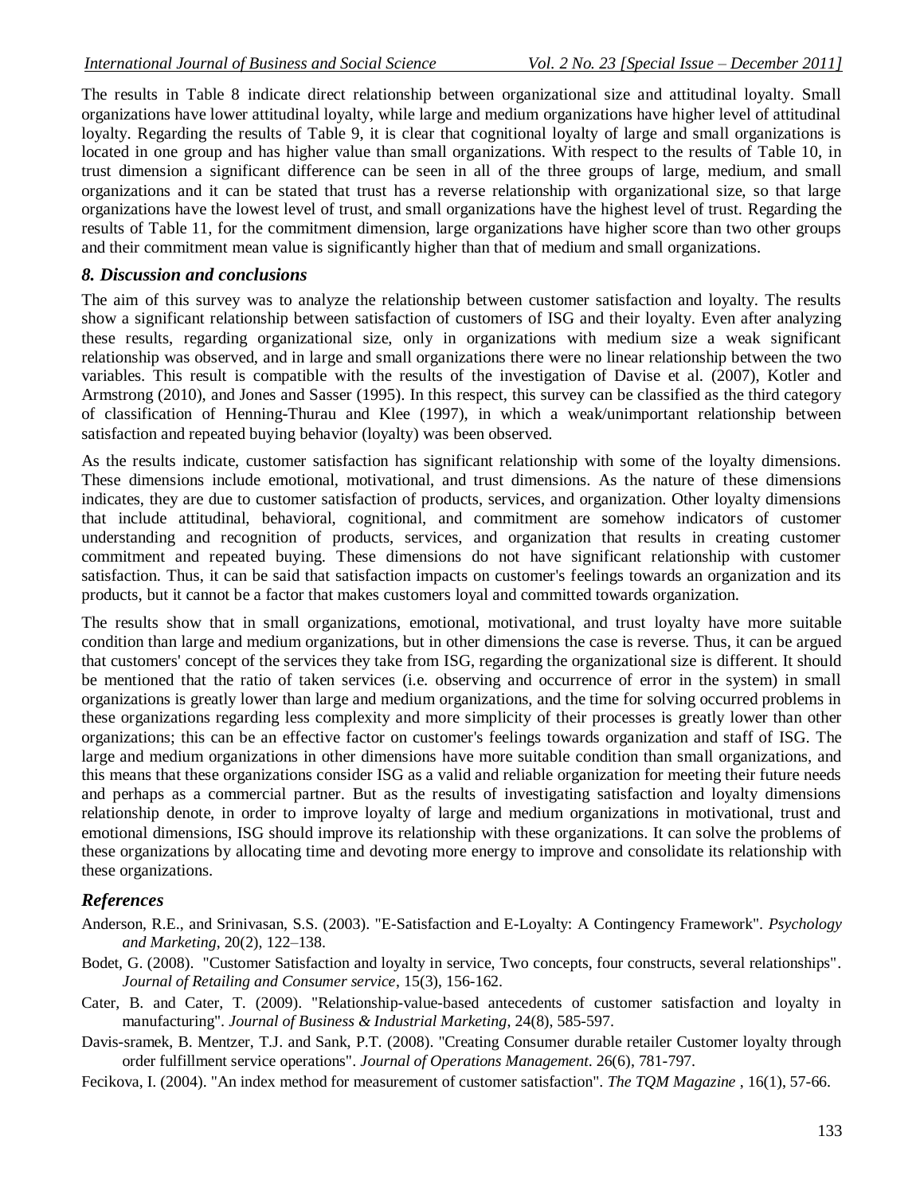The results in Table 8 indicate direct relationship between organizational size and attitudinal loyalty. Small organizations have lower attitudinal loyalty, while large and medium organizations have higher level of attitudinal loyalty. Regarding the results of Table 9, it is clear that cognitional loyalty of large and small organizations is located in one group and has higher value than small organizations. With respect to the results of Table 10, in trust dimension a significant difference can be seen in all of the three groups of large, medium, and small organizations and it can be stated that trust has a reverse relationship with organizational size, so that large organizations have the lowest level of trust, and small organizations have the highest level of trust. Regarding the results of Table 11, for the commitment dimension, large organizations have higher score than two other groups and their commitment mean value is significantly higher than that of medium and small organizations.

## *8. Discussion and conclusions*

The aim of this survey was to analyze the relationship between customer satisfaction and loyalty. The results show a significant relationship between satisfaction of customers of ISG and their loyalty. Even after analyzing these results, regarding organizational size, only in organizations with medium size a weak significant relationship was observed, and in large and small organizations there were no linear relationship between the two variables. This result is compatible with the results of the investigation of Davise et al. (2007), Kotler and Armstrong (2010), and Jones and Sasser (1995). In this respect, this survey can be classified as the third category of classification of Henning-Thurau and Klee (1997), in which a weak/unimportant relationship between satisfaction and repeated buying behavior (loyalty) was been observed.

As the results indicate, customer satisfaction has significant relationship with some of the loyalty dimensions. These dimensions include emotional, motivational, and trust dimensions. As the nature of these dimensions indicates, they are due to customer satisfaction of products, services, and organization. Other loyalty dimensions that include attitudinal, behavioral, cognitional, and commitment are somehow indicators of customer understanding and recognition of products, services, and organization that results in creating customer commitment and repeated buying. These dimensions do not have significant relationship with customer satisfaction. Thus, it can be said that satisfaction impacts on customer's feelings towards an organization and its products, but it cannot be a factor that makes customers loyal and committed towards organization.

The results show that in small organizations, emotional, motivational, and trust loyalty have more suitable condition than large and medium organizations, but in other dimensions the case is reverse. Thus, it can be argued that customers' concept of the services they take from ISG, regarding the organizational size is different. It should be mentioned that the ratio of taken services (i.e. observing and occurrence of error in the system) in small organizations is greatly lower than large and medium organizations, and the time for solving occurred problems in these organizations regarding less complexity and more simplicity of their processes is greatly lower than other organizations; this can be an effective factor on customer's feelings towards organization and staff of ISG. The large and medium organizations in other dimensions have more suitable condition than small organizations, and this means that these organizations consider ISG as a valid and reliable organization for meeting their future needs and perhaps as a commercial partner. But as the results of investigating satisfaction and loyalty dimensions relationship denote, in order to improve loyalty of large and medium organizations in motivational, trust and emotional dimensions, ISG should improve its relationship with these organizations. It can solve the problems of these organizations by allocating time and devoting more energy to improve and consolidate its relationship with these organizations.

## *References*

Anderson, R.E., and Srinivasan, S.S. (2003). "E-Satisfaction and E-Loyalty: A Contingency Framework". *Psychology and Marketing*, 20(2), 122–138.

Bodet, G. (2008). "Customer Satisfaction and loyalty in service, Two concepts, four constructs, several relationships". *Journal of Retailing and Consumer service*, 15(3), 156-162.

Cater, B. and Cater, T. (2009). "Relationship-value-based antecedents of customer satisfaction and loyalty in manufacturing". *Journal of Business & Industrial Marketing*, 24(8), 585-597.

Davis-sramek, B. Mentzer, T.J. and Sank, P.T. (2008). "Creating Consumer durable retailer Customer loyalty through order fulfillment service operations". *Journal of Operations Management*. 26(6), 781-797.

Fecikova, I. (2004). "An index method for measurement of customer satisfaction". *The TQM Magazine* , 16(1), 57-66.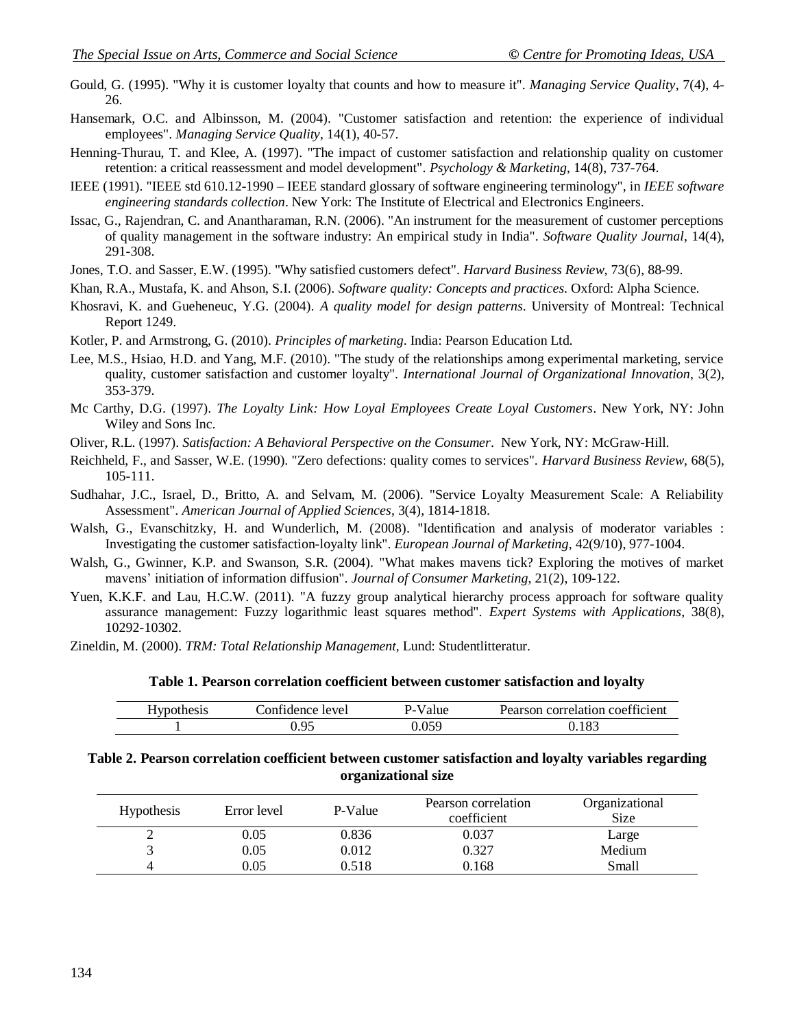Gould, G. (1995). "Why it is customer loyalty that counts and how to measure it". *Managing Service Quality*, 7(4), 4-26.

Hansemark, O.C. and Albinsson, M. (2004). "Customer satisfaction and retention: the experience of individual employees". *Managing Service Quality*, 14(1), 40-57.

Henning-Thurau, T. and Klee, A. (1997). "The impact of customer satisfaction and relationship quality on customer retention: a critical reassessment and model development". *Psychology & Marketing*, 14(8), 737-764.

IEEE (1991). "IEEE std 610.12-1990 – IEEE standard glossary of software engineering terminology", in *IEEE software engineering standards collection*. New York: The Institute of Electrical and Electronics Engineers.

Issac, G., Rajendran, C. and Anantharaman, R.N. (2006). "An instrument for the measurement of customer perceptions of quality management in the software industry: An empirical study in India". *Software Quality Journal*, 14(4), 291-308.

Jones, T.O. and Sasser, E.W. (1995). "Why satisfied customers defect". *Harvard Business Review*, 73(6), 88-99.

Khan, R.A., Mustafa, K. and Ahson, S.I. (2006). *Software quality: Concepts and practices*. Oxford: Alpha Science.

Khosravi, K. and Gueheneuc, Y.G. (2004). *A quality model for design patterns*. University of Montreal: Technical Report 1249.

Kotler, P. and Armstrong, G. (2010). *Principles of marketing*. India: Pearson Education Ltd.

Lee, M.S., Hsiao, H.D. and Yang, M.F. (2010). "The study of the relationships among experimental marketing, service quality, customer satisfaction and customer loyalty". *International Journal of Organizational Innovation*, 3(2), 353-379.

Mc Carthy, D.G. (1997). *The Loyalty Link: How Loyal Employees Create Loyal Customers*. New York, NY: John Wiley and Sons Inc.

Oliver, R.L. (1997). *Satisfaction: A Behavioral Perspective on the Consumer*. New York, NY: McGraw-Hill.

Reichheld, F., and Sasser, W.E. (1990). "Zero defections: quality comes to services". *Harvard Business Review*, 68(5), 105-111.

Sudhahar, J.C., Israel, D., Britto, A. and Selvam, M. (2006). "Service Loyalty Measurement Scale: A Reliability Assessment". *American Journal of Applied Sciences*, 3(4), 1814-1818.

Walsh, G., Evanschitzky, H. and Wunderlich, M. (2008). "Identification and analysis of moderator variables : Investigating the customer satisfaction-loyalty link". *European Journal of Marketing*, 42(9/10), 977-1004.

Walsh, G., Gwinner, K.P. and Swanson, S.R. (2004). "What makes mavens tick? Exploring the motives of market mavens' initiation of information diffusion". *Journal of Consumer Marketing*, 21(2), 109-122.

Yuen, K.K.F. and Lau, H.C.W. (2011). "A fuzzy group analytical hierarchy process approach for software quality assurance management: Fuzzy logarithmic least squares method". *Expert Systems with Applications*, 38(8), 10292-10302.

Zineldin, M. (2000). *TRM: Total Relationship Management*, Lund: Studentlitteratur.

**Table 1. Pearson correlation coefficient between customer satisfaction and loyalty**

| Hypothesis | Confidence level | P-Value | Pearson correlation coefficient |
|---|---|---|---|
| 1 | 0.95 | 0.059 | 0.183 |

**Table 2. Pearson correlation coefficient between customer satisfaction and loyalty variables regarding organizational size**

| Hypothesis | Error level | P-Value | Pearson correlation coefficient | Organizational Size |
|---|---|---|---|---|
| 2 | 0.05 | 0.836 | 0.037 | Large |
| 3 | 0.05 | 0.012 | 0.327 | Medium |
| 4 | 0.05 | 0.518 | 0.168 | Small |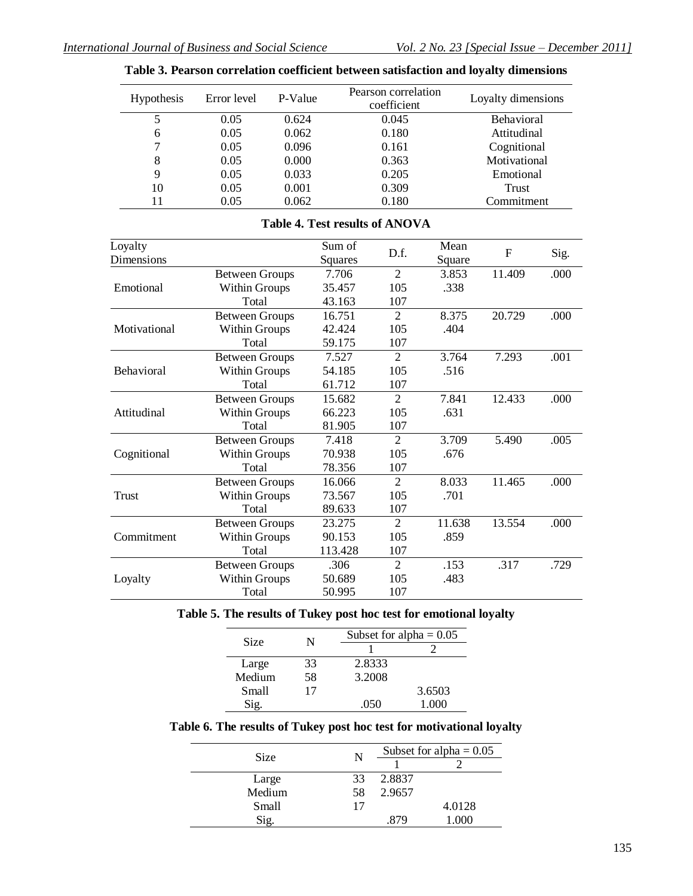**Table 3. Pearson correlation coefficient between satisfaction and loyalty dimensions**

| Hypothesis | Error level | P-Value | Pearson correlation coefficient | Loyalty dimensions |
|---|---|---|---|---|
| 5 | 0.05 | 0.624 | 0.045 | Behavioral |
| 6 | 0.05 | 0.062 | 0.180 | Attitudinal |
| 7 | 0.05 | 0.096 | 0.161 | Cognitional |
| 8 | 0.05 | 0.000 | 0.363 | Motivational |
| 9 | 0.05 | 0.033 | 0.205 | Emotional |
| 10 | 0.05 | 0.001 | 0.309 | Trust |
| 11 | 0.05 | 0.062 | 0.180 | Commitment |

**Table 4. Test results of ANOVA**

| Loyalty Dimensions | | Sum of Squares | D.f. | Mean Square | F | Sig. |
|---|---|---|---|---|---|---|
| Emotional | Between Groups | 7.706 | 2 | 3.853 | 11.409 | .000 |
| | Within Groups | 35.457 | 105 | .338 | | |
| | Total | 43.163 | 107 | | | |
| Motivational | Between Groups | 16.751 | 2 | 8.375 | 20.729 | .000 |
| | Within Groups | 42.424 | 105 | .404 | | |
| | Total | 59.175 | 107 | | | |
| Behavioral | Between Groups | 7.527 | 2 | 3.764 | 7.293 | .001 |
| | Within Groups | 54.185 | 105 | .516 | | |
| | Total | 61.712 | 107 | | | |
| Attitudinal | Between Groups | 15.682 | 2 | 7.841 | 12.433 | .000 |
| | Within Groups | 66.223 | 105 | .631 | | |
| | Total | 81.905 | 107 | | | |
| Cognitional | Between Groups | 7.418 | 2 | 3.709 | 5.490 | .005 |
| | Within Groups | 70.938 | 105 | .676 | | |
| | Total | 78.356 | 107 | | | |
| Trust | Between Groups | 16.066 | 2 | 8.033 | 11.465 | .000 |
| | Within Groups | 73.567 | 105 | .701 | | |
| | Total | 89.633 | 107 | | | |
| Commitment | Between Groups | 23.275 | 2 | 11.638 | 13.554 | .000 |
| | Within Groups | 90.153 | 105 | .859 | | |
| | Total | 113.428 | 107 | | | |
| Loyalty | Between Groups | .306 | 2 | .153 | .317 | .729 |
| | Within Groups | 50.689 | 105 | .483 | | |
| | Total | 50.995 | 107 | | | |

**Table 5. The results of Tukey post hoc test for emotional loyalty**

| Size | N | Subset for alpha = 0.05 | |
|---|---|---|---|
| | | 1 | 2 |
| Large | 33 | 2.8333 | |
| Medium | 58 | 3.2008 | |
| Small | 17 | | 3.6503 |
| Sig. | | .050 | 1.000 |

**Table 6. The results of Tukey post hoc test for motivational loyalty**

| Size | N | Subset for alpha = 0.05 | |
|---|---|---|---|
| | | 1 | 2 |
| Large | 33 | 2.8837 | |
| Medium | 58 | 2.9657 | |
| Small | 17 | | 4.0128 |
| Sig. | | .879 | 1.000 |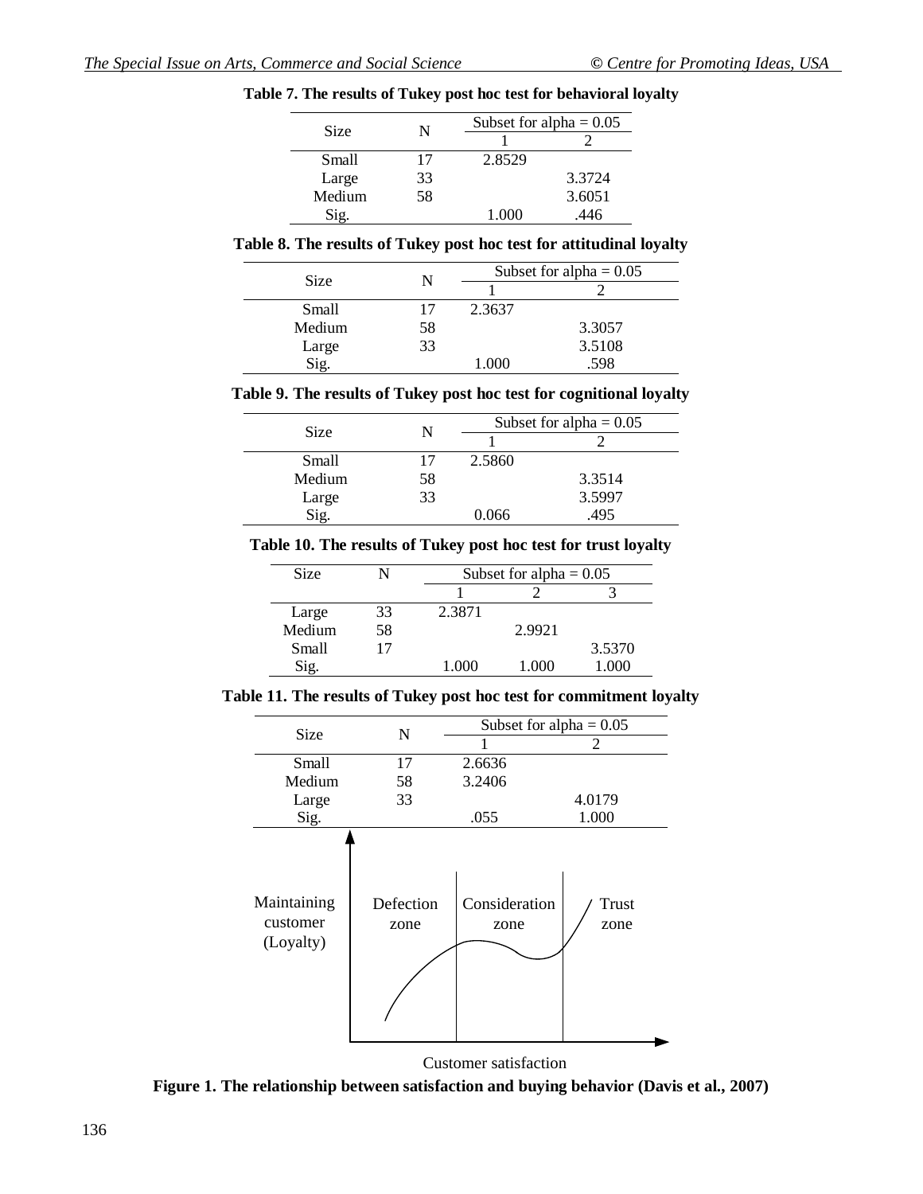**Table 7. The results of Tukey post hoc test for behavioral loyalty**

| Size | N | Subset for alpha = 0.05 | |
|---|---|---|---|
| | | 1 | 2 |
| Small | 17 | 2.8529 | |
| Large | 33 | | 3.3724 |
| Medium | 58 | | 3.6051 |
| Sig. | | 1.000 | .446 |

**Table 8. The results of Tukey post hoc test for attitudinal loyalty**

| Size | N | Subset for alpha = 0.05 | |
|---|---|---|---|
| | | 1 | 2 |
| Small | 17 | 2.3637 | |
| Medium | 58 | | 3.3057 |
| Large | 33 | | 3.5108 |
| Sig. | | 1.000 | .598 |

**Table 9. The results of Tukey post hoc test for cognitional loyalty**

| Size | N | Subset for alpha = 0.05 | |
|---|---|---|---|
| | | 1 | 2 |
| Small | 17 | 2.5860 | |
| Medium | 58 | | 3.3514 |
| Large | 33 | | 3.5997 |
| Sig. | | 0.066 | .495 |

**Table 10. The results of Tukey post hoc test for trust loyalty**

| Size | N | Subset for alpha = 0.05 | | |
|---|---|---|---|---|
| | | 1 | 2 | 3 |
| Large | 33 | 2.3871 | | |
| Medium | 58 | | 2.9921 | |
| Small | 17 | | | 3.5370 |
| Sig. | | 1.000 | 1.000 | 1.000 |

**Table 11. The results of Tukey post hoc test for commitment loyalty**

| Size | N | Subset for alpha = 0.05 | |
|---|---|---|---|
| | | 1 | 2 |
| Small | 17 | 2.6636 | |
| Medium | 58 | 3.2406 | |
| Large | 33 | | 4.0179 |
| Sig. | | .055 | 1.000 |

Maintaining customer (Loyalty)

Defection zone

Consideration zone

Trust zone

Customer satisfaction

**Figure 1. The relationship between satisfaction and buying behavior (Davis et al., 2007)**